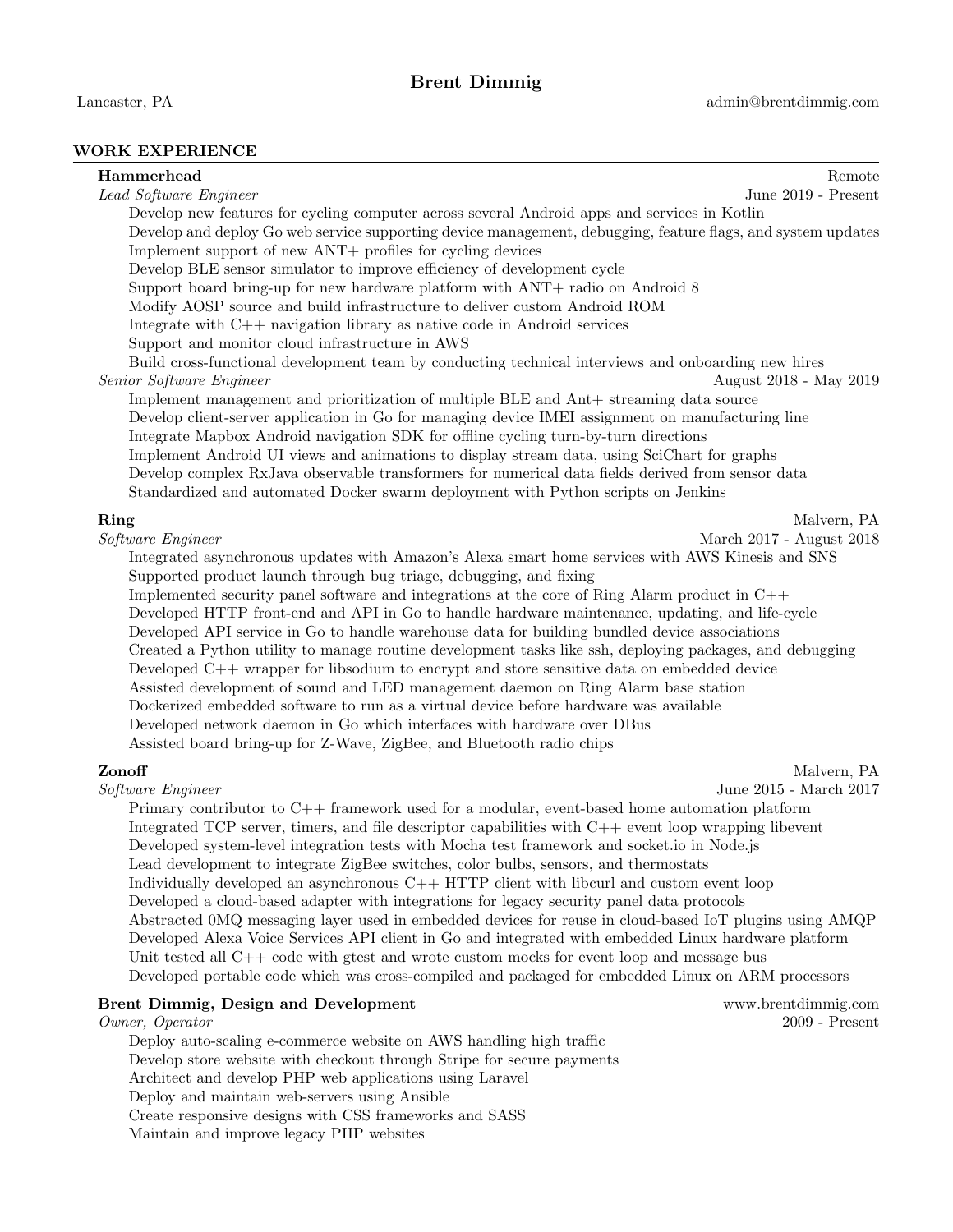# Brent Dimmig

Lancaster, PA | admin@brentdimmig.com

## WORK EXPERIENCE

**Hammerhead** — Remote

*Lead Software Engineer* — June 2019 - Present

- Develop new features for cycling computer across several Android apps and services in Kotlin
- Develop and deploy Go web service supporting device management, debugging, feature flags, and system updates
- Implement support of new ANT+ profiles for cycling devices
- Develop BLE sensor simulator to improve efficiency of development cycle
- Support board bring-up for new hardware platform with ANT+ radio on Android 8
- Modify AOSP source and build infrastructure to deliver custom Android ROM
- Integrate with C++ navigation library as native code in Android services
- Support and monitor cloud infrastructure in AWS
- Build cross-functional development team by conducting technical interviews and onboarding new hires

*Senior Software Engineer* — August 2018 - May 2019

- Implement management and prioritization of multiple BLE and Ant+ streaming data source
- Develop client-server application in Go for managing device IMEI assignment on manufacturing line
- Integrate Mapbox Android navigation SDK for offline cycling turn-by-turn directions
- Implement Android UI views and animations to display stream data, using SciChart for graphs
- Develop complex RxJava observable transformers for numerical data fields derived from sensor data
- Standardized and automated Docker swarm deployment with Python scripts on Jenkins

**Ring** — Malvern, PA

*Software Engineer* — March 2017 - August 2018

- Integrated asynchronous updates with Amazon's Alexa smart home services with AWS Kinesis and SNS
- Supported product launch through bug triage, debugging, and fixing
- Implemented security panel software and integrations at the core of Ring Alarm product in C++
- Developed HTTP front-end and API in Go to handle hardware maintenance, updating, and life-cycle
- Developed API service in Go to handle warehouse data for building bundled device associations
- Created a Python utility to manage routine development tasks like ssh, deploying packages, and debugging
- Developed C++ wrapper for libsodium to encrypt and store sensitive data on embedded device
- Assisted development of sound and LED management daemon on Ring Alarm base station
- Dockerized embedded software to run as a virtual device before hardware was available
- Developed network daemon in Go which interfaces with hardware over DBus
- Assisted board bring-up for Z-Wave, ZigBee, and Bluetooth radio chips

**Zonoff** — Malvern, PA

*Software Engineer* — June 2015 - March 2017

- Primary contributor to C++ framework used for a modular, event-based home automation platform
- Integrated TCP server, timers, and file descriptor capabilities with C++ event loop wrapping libevent
- Developed system-level integration tests with Mocha test framework and socket.io in Node.js
- Lead development to integrate ZigBee switches, color bulbs, sensors, and thermostats
- Individually developed an asynchronous C++ HTTP client with libcurl and custom event loop
- Developed a cloud-based adapter with integrations for legacy security panel data protocols
- Abstracted 0MQ messaging layer used in embedded devices for reuse in cloud-based IoT plugins using AMQP
- Developed Alexa Voice Services API client in Go and integrated with embedded Linux hardware platform
- Unit tested all C++ code with gtest and wrote custom mocks for event loop and message bus
- Developed portable code which was cross-compiled and packaged for embedded Linux on ARM processors

**Brent Dimmig, Design and Development** — www.brentdimmig.com

*Owner, Operator* — 2009 - Present

- Deploy auto-scaling e-commerce website on AWS handling high traffic
- Develop store website with checkout through Stripe for secure payments
- Architect and develop PHP web applications using Laravel
- Deploy and maintain web-servers using Ansible
- Create responsive designs with CSS frameworks and SASS
- Maintain and improve legacy PHP websites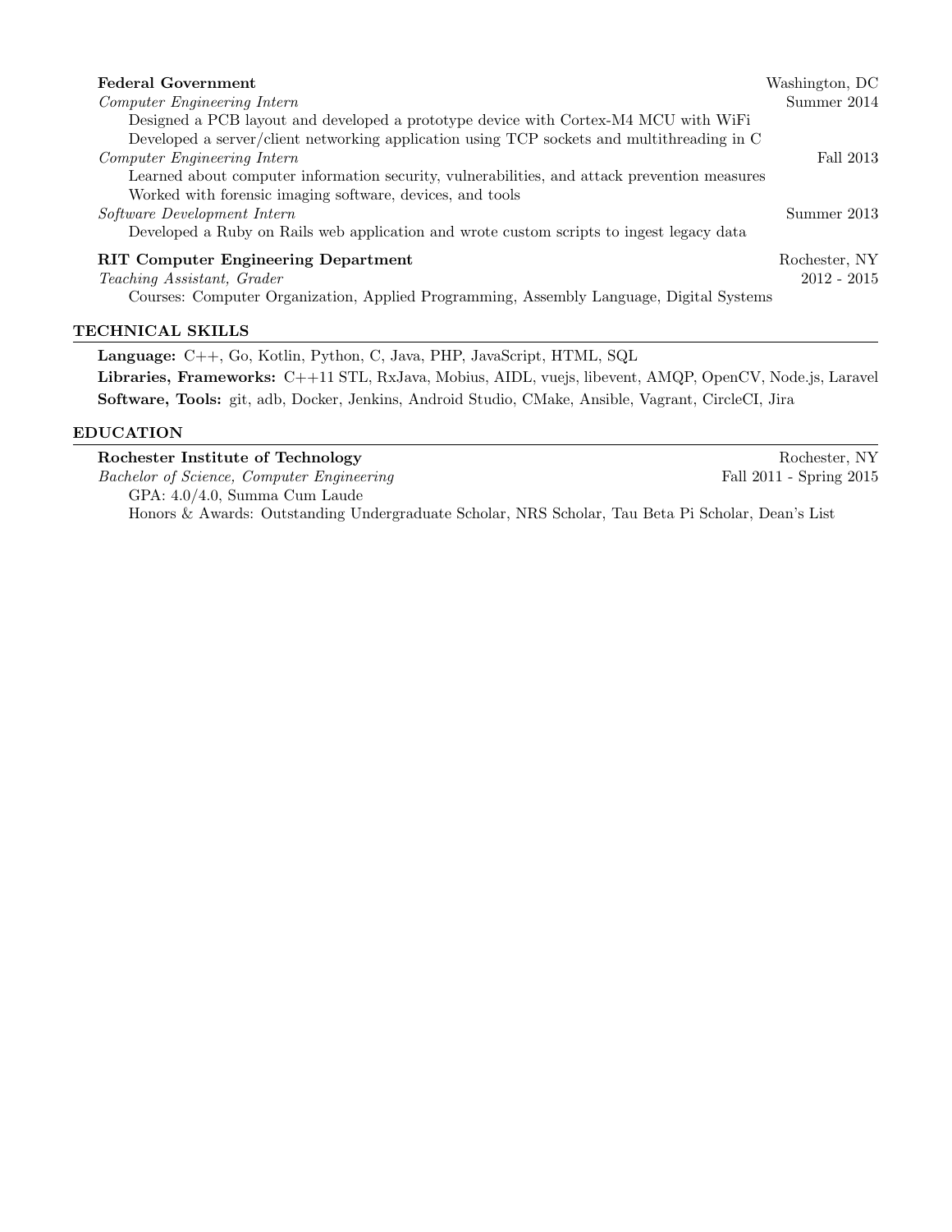**Federal Government** — Washington, DC

*Computer Engineering Intern* — Summer 2014

- Designed a PCB layout and developed a prototype device with Cortex-M4 MCU with WiFi
- Developed a server/client networking application using TCP sockets and multithreading in C

*Computer Engineering Intern* — Fall 2013

- Learned about computer information security, vulnerabilities, and attack prevention measures
- Worked with forensic imaging software, devices, and tools

*Software Development Intern* — Summer 2013

- Developed a Ruby on Rails web application and wrote custom scripts to ingest legacy data

**RIT Computer Engineering Department** — Rochester, NY

*Teaching Assistant, Grader* — 2012 - 2015

- Courses: Computer Organization, Applied Programming, Assembly Language, Digital Systems

## TECHNICAL SKILLS

**Language:** C++, Go, Kotlin, Python, C, Java, PHP, JavaScript, HTML, SQL

**Libraries, Frameworks:** C++11 STL, RxJava, Mobius, AIDL, vuejs, libevent, AMQP, OpenCV, Node.js, Laravel

**Software, Tools:** git, adb, Docker, Jenkins, Android Studio, CMake, Ansible, Vagrant, CircleCI, Jira

## EDUCATION

**Rochester Institute of Technology** — Rochester, NY

*Bachelor of Science, Computer Engineering* — Fall 2011 - Spring 2015

- GPA: 4.0/4.0, Summa Cum Laude
- Honors & Awards: Outstanding Undergraduate Scholar, NRS Scholar, Tau Beta Pi Scholar, Dean's List